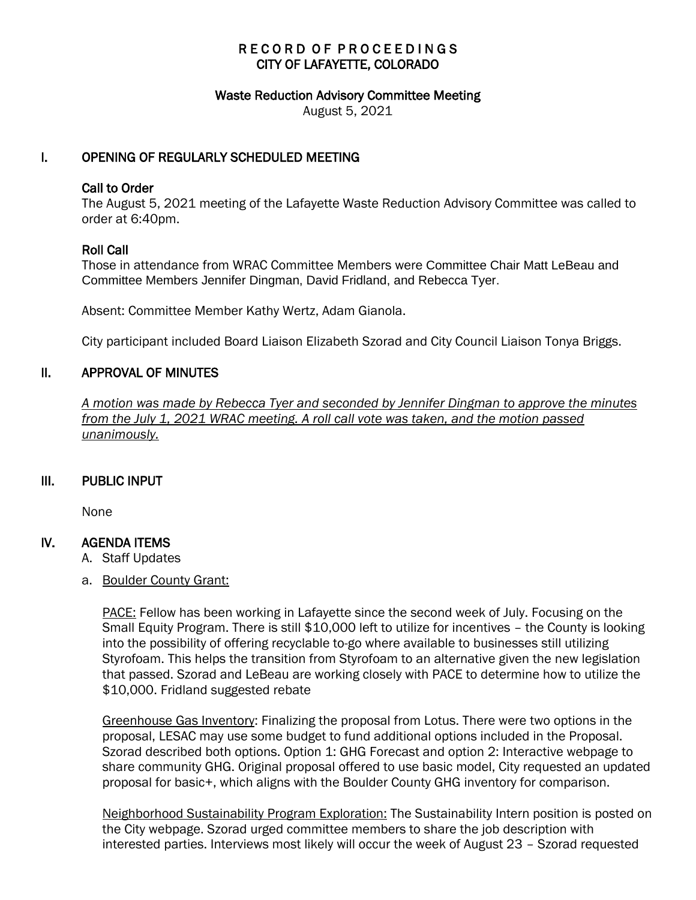# RECORD OF PROCEEDINGS
# CITY OF LAFAYETTE, COLORADO

## Waste Reduction Advisory Committee Meeting

August 5, 2021

## I. OPENING OF REGULARLY SCHEDULED MEETING

### Call to Order

The August 5, 2021 meeting of the Lafayette Waste Reduction Advisory Committee was called to order at 6:40pm.

### Roll Call

Those in attendance from WRAC Committee Members were Committee Chair Matt LeBeau and Committee Members Jennifer Dingman, David Fridland, and Rebecca Tyer.

Absent: Committee Member Kathy Wertz, Adam Gianola.

City participant included Board Liaison Elizabeth Szorad and City Council Liaison Tonya Briggs.

## II. APPROVAL OF MINUTES

*A motion was made by Rebecca Tyer and seconded by Jennifer Dingman to approve the minutes from the July 1, 2021 WRAC meeting. A roll call vote was taken, and the motion passed unanimously.*

## III. PUBLIC INPUT

None

## IV. AGENDA ITEMS

A. Staff Updates

a. Boulder County Grant:

PACE: Fellow has been working in Lafayette since the second week of July. Focusing on the Small Equity Program. There is still $10,000 left to utilize for incentives – the County is looking into the possibility of offering recyclable to-go where available to businesses still utilizing Styrofoam. This helps the transition from Styrofoam to an alternative given the new legislation that passed. Szorad and LeBeau are working closely with PACE to determine how to utilize the $10,000. Fridland suggested rebate

Greenhouse Gas Inventory: Finalizing the proposal from Lotus. There were two options in the proposal, LESAC may use some budget to fund additional options included in the Proposal. Szorad described both options. Option 1: GHG Forecast and option 2: Interactive webpage to share community GHG. Original proposal offered to use basic model, City requested an updated proposal for basic+, which aligns with the Boulder County GHG inventory for comparison.

Neighborhood Sustainability Program Exploration: The Sustainability Intern position is posted on the City webpage. Szorad urged committee members to share the job description with interested parties. Interviews most likely will occur the week of August 23 – Szorad requested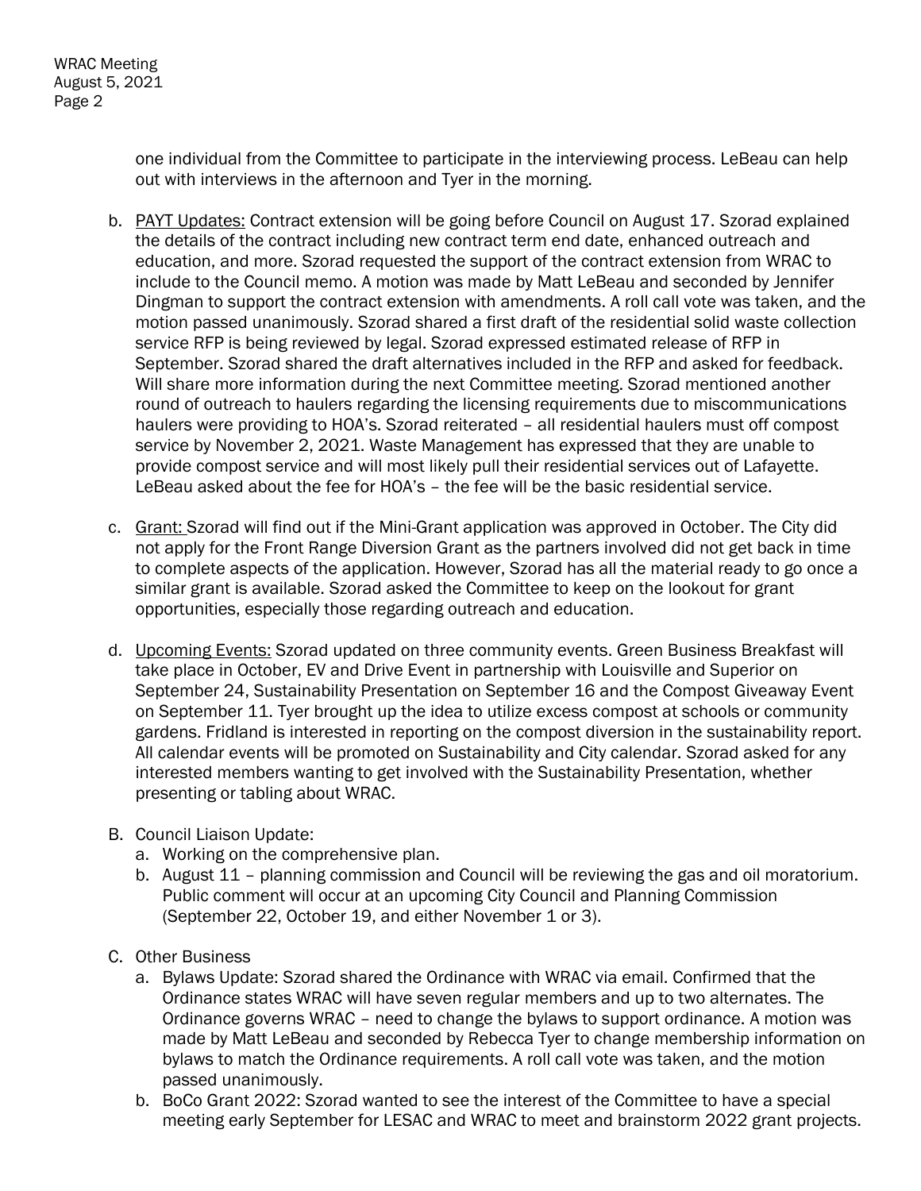one individual from the Committee to participate in the interviewing process. LeBeau can help out with interviews in the afternoon and Tyer in the morning.

b. PAYT Updates: Contract extension will be going before Council on August 17. Szorad explained the details of the contract including new contract term end date, enhanced outreach and education, and more. Szorad requested the support of the contract extension from WRAC to include to the Council memo. A motion was made by Matt LeBeau and seconded by Jennifer Dingman to support the contract extension with amendments. A roll call vote was taken, and the motion passed unanimously. Szorad shared a first draft of the residential solid waste collection service RFP is being reviewed by legal. Szorad expressed estimated release of RFP in September. Szorad shared the draft alternatives included in the RFP and asked for feedback. Will share more information during the next Committee meeting. Szorad mentioned another round of outreach to haulers regarding the licensing requirements due to miscommunications haulers were providing to HOA's. Szorad reiterated – all residential haulers must off compost service by November 2, 2021. Waste Management has expressed that they are unable to provide compost service and will most likely pull their residential services out of Lafayette. LeBeau asked about the fee for HOA's – the fee will be the basic residential service.

c. Grant: Szorad will find out if the Mini-Grant application was approved in October. The City did not apply for the Front Range Diversion Grant as the partners involved did not get back in time to complete aspects of the application. However, Szorad has all the material ready to go once a similar grant is available. Szorad asked the Committee to keep on the lookout for grant opportunities, especially those regarding outreach and education.

d. Upcoming Events: Szorad updated on three community events. Green Business Breakfast will take place in October, EV and Drive Event in partnership with Louisville and Superior on September 24, Sustainability Presentation on September 16 and the Compost Giveaway Event on September 11. Tyer brought up the idea to utilize excess compost at schools or community gardens. Fridland is interested in reporting on the compost diversion in the sustainability report. All calendar events will be promoted on Sustainability and City calendar. Szorad asked for any interested members wanting to get involved with the Sustainability Presentation, whether presenting or tabling about WRAC.

B. Council Liaison Update:
   a. Working on the comprehensive plan.
   b. August 11 – planning commission and Council will be reviewing the gas and oil moratorium. Public comment will occur at an upcoming City Council and Planning Commission (September 22, October 19, and either November 1 or 3).

C. Other Business
   a. Bylaws Update: Szorad shared the Ordinance with WRAC via email. Confirmed that the Ordinance states WRAC will have seven regular members and up to two alternates. The Ordinance governs WRAC – need to change the bylaws to support ordinance. A motion was made by Matt LeBeau and seconded by Rebecca Tyer to change membership information on bylaws to match the Ordinance requirements. A roll call vote was taken, and the motion passed unanimously.
   b. BoCo Grant 2022: Szorad wanted to see the interest of the Committee to have a special meeting early September for LESAC and WRAC to meet and brainstorm 2022 grant projects.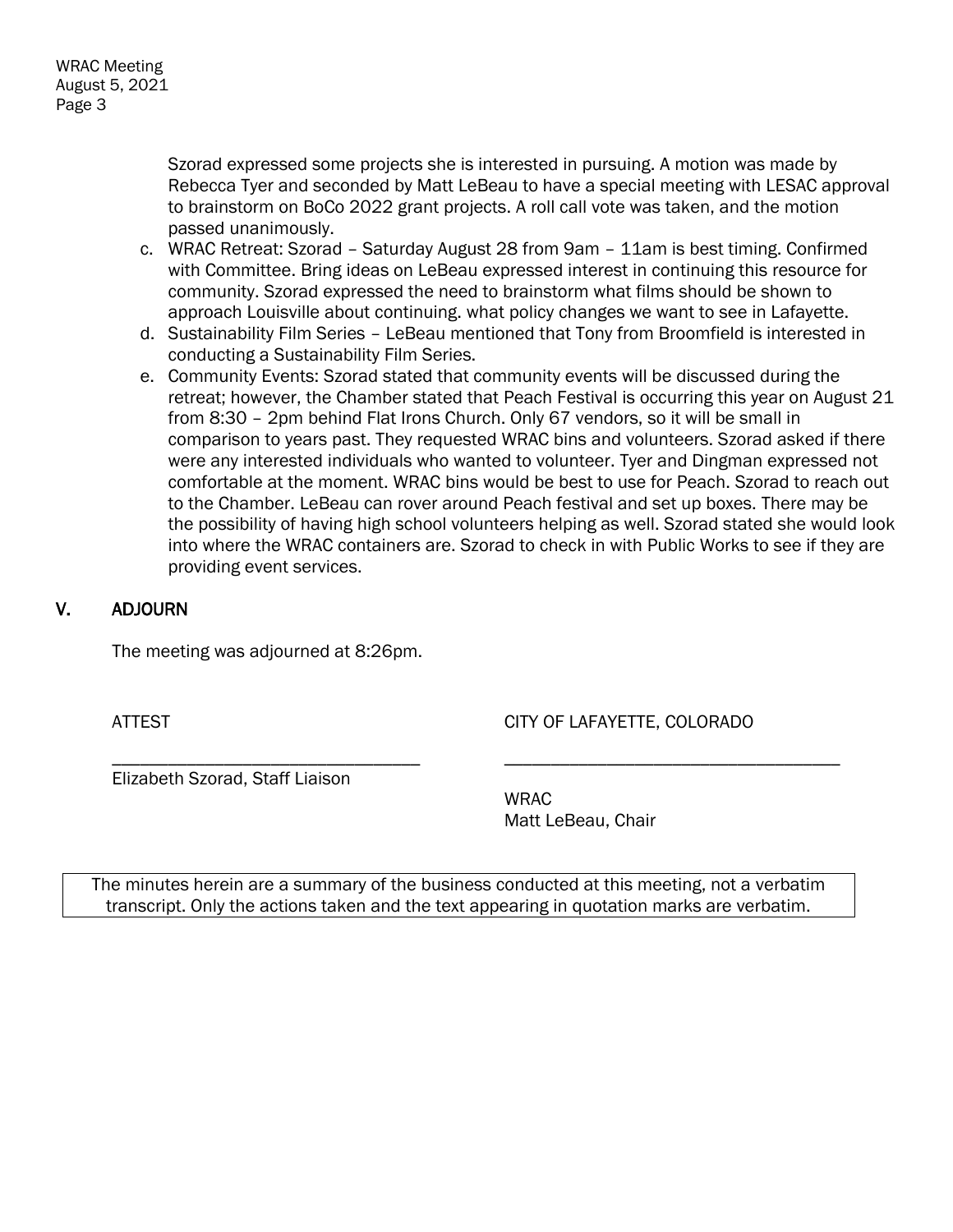Szorad expressed some projects she is interested in pursuing. A motion was made by Rebecca Tyer and seconded by Matt LeBeau to have a special meeting with LESAC approval to brainstorm on BoCo 2022 grant projects. A roll call vote was taken, and the motion passed unanimously.

c. WRAC Retreat: Szorad – Saturday August 28 from 9am – 11am is best timing. Confirmed with Committee. Bring ideas on LeBeau expressed interest in continuing this resource for community. Szorad expressed the need to brainstorm what films should be shown to approach Louisville about continuing. what policy changes we want to see in Lafayette.
d. Sustainability Film Series – LeBeau mentioned that Tony from Broomfield is interested in conducting a Sustainability Film Series.
e. Community Events: Szorad stated that community events will be discussed during the retreat; however, the Chamber stated that Peach Festival is occurring this year on August 21 from 8:30 – 2pm behind Flat Irons Church. Only 67 vendors, so it will be small in comparison to years past. They requested WRAC bins and volunteers. Szorad asked if there were any interested individuals who wanted to volunteer. Tyer and Dingman expressed not comfortable at the moment. WRAC bins would be best to use for Peach. Szorad to reach out to the Chamber. LeBeau can rover around Peach festival and set up boxes. There may be the possibility of having high school volunteers helping as well. Szorad stated she would look into where the WRAC containers are. Szorad to check in with Public Works to see if they are providing event services.

## V. ADJOURN

The meeting was adjourned at 8:26pm.

ATTEST

\_\_\_\_\_\_\_\_\_\_\_\_\_\_\_\_\_\_\_\_\_\_\_\_\_\_\_\_\_\_\_\_\_

Elizabeth Szorad, Staff Liaison

CITY OF LAFAYETTE, COLORADO

\_\_\_\_\_\_\_\_\_\_\_\_\_\_\_\_\_\_\_\_\_\_\_\_\_\_\_\_\_\_\_\_\_\_\_\_\_\_

WRAC
Matt LeBeau, Chair

The minutes herein are a summary of the business conducted at this meeting, not a verbatim transcript. Only the actions taken and the text appearing in quotation marks are verbatim.